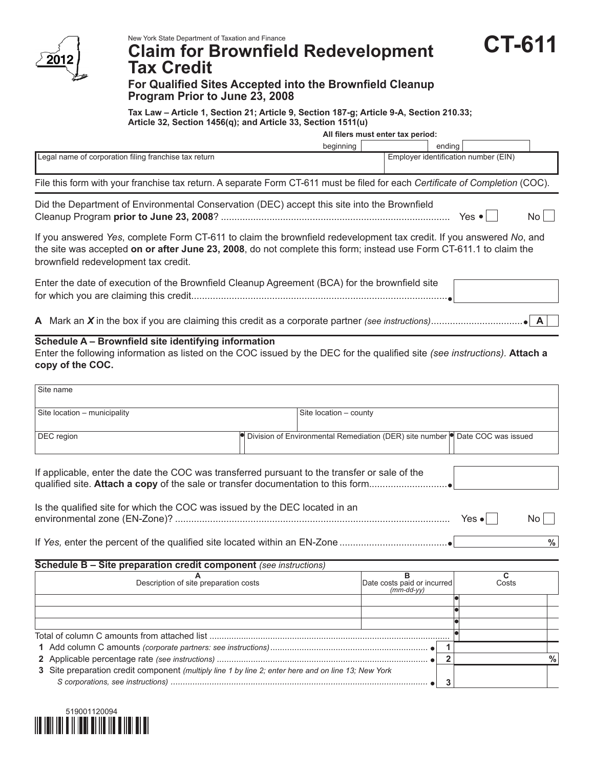New York State Department of Taxation and Finance

# Claim for Brownfield Redevelopment Tax Credit

# CT-611

2012

## For Qualified Sites Accepted into the Brownfield Cleanup Program Prior to June 23, 2008

**Tax Law – Article 1, Section 21; Article 9, Section 187-g; Article 9-A, Section 210.33; Article 32, Section 1456(q); and Article 33, Section 1511(u)**

**All filers must enter tax period:** beginning ______ ending ______

| Legal name of corporation filing franchise tax return | Employer identification number (EIN) |
|---|---|
| | |

File this form with your franchise tax return. A separate Form CT-611 must be filed for each *Certificate of Completion* (COC).

Did the Department of Environmental Conservation (DEC) accept this site into the Brownfield Cleanup Program **prior to June 23, 2008**? .................... Yes ☐ No ☐

If you answered *Yes*, complete Form CT-611 to claim the brownfield redevelopment tax credit. If you answered *No*, and the site was accepted **on or after June 23, 2008**, do not complete this form; instead use Form CT-611.1 to claim the brownfield redevelopment tax credit.

Enter the date of execution of the Brownfield Cleanup Agreement (BCA) for the brownfield site for which you are claiming this credit.................... ______

**A** Mark an ***X*** in the box if you are claiming this credit as a corporate partner *(see instructions)*.................... **A** ☐

### Schedule A – Brownfield site identifying information

Enter the following information as listed on the COC issued by the DEC for the qualified site *(see instructions)*. **Attach a copy of the COC.**

| Site name | | |
|---|---|---|
| Site location – municipality | Site location – county | |
| DEC region | Division of Environmental Remediation (DER) site number | Date COC was issued |

If applicable, enter the date the COC was transferred pursuant to the transfer or sale of the qualified site. **Attach a copy** of the sale or transfer documentation to this form.................... ______

Is the qualified site for which the COC was issued by the DEC located in an environmental zone (EN-Zone)? .................... Yes ☐ No ☐

If *Yes,* enter the percent of the qualified site located within an EN-Zone .................... ______ %

### Schedule B – Site preparation credit component *(see instructions)*

| A<br>Description of site preparation costs | B<br>Date costs paid or incurred *(mm-dd-yy)* | C<br>Costs |
|---|---|---|
| | | |
| | | |
| | | |
| Total of column C amounts from attached list .................... | | |

| | | |
|---|---|---|
| **1** Add column C amounts *(corporate partners: see instructions)*.................... | 1 | |
| **2** Applicable percentage rate *(see instructions)* .................... | 2 | % |
| **3** Site preparation credit component *(multiply line 1 by line 2; enter here and on line 13; New York S corporations, see instructions)* .................... | 3 | |

519001120094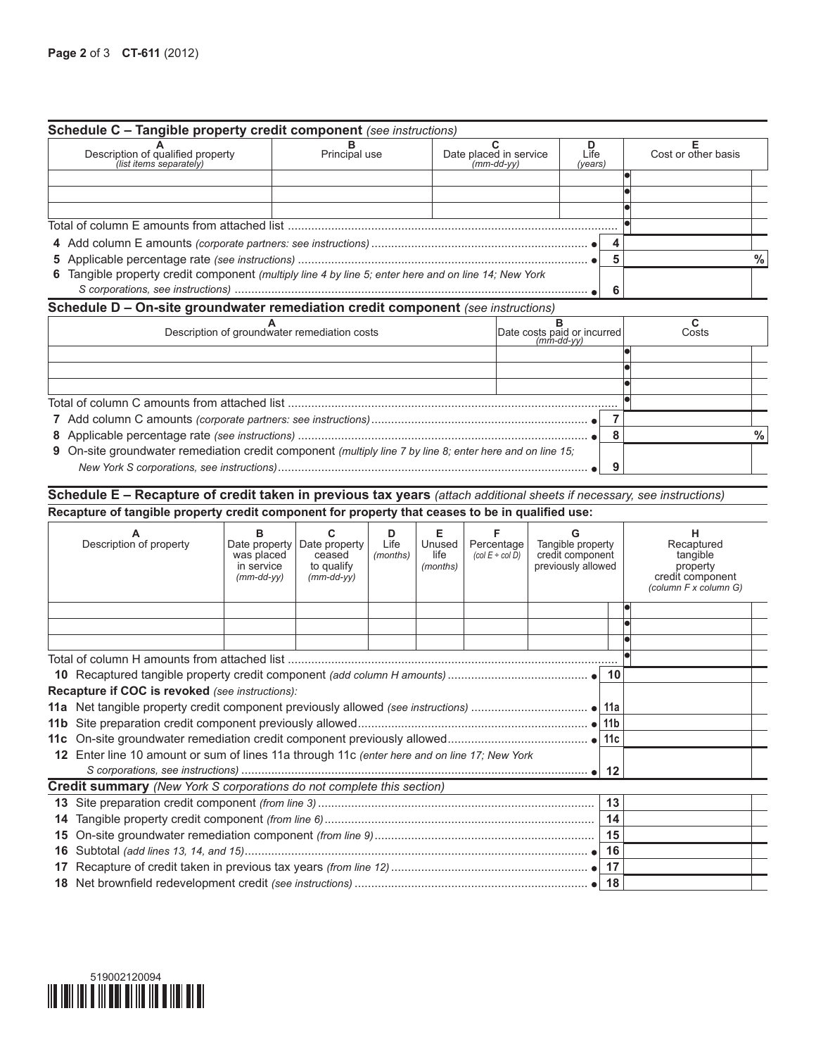## Schedule C – Tangible property credit component *(see instructions)*

| A<br>Description of qualified property<br>*(list items separately)* | B<br>Principal use | C<br>Date placed in service<br>*(mm-dd-yy)* | D<br>Life<br>*(years)* | E<br>Cost or other basis |
|---|---|---|---|---|
| | | | | |
| | | | | |
| | | | | |
| Total of column E amounts from attached list | | | | |

| Line | Description | | Amount |
|---|---|---|---|
| 4 | Add column E amounts *(corporate partners: see instructions)* | 4 | |
| 5 | Applicable percentage rate *(see instructions)* | 5 | % |
| 6 | Tangible property credit component *(multiply line 4 by line 5; enter here and on line 14; New York S corporations, see instructions)* | 6 | |

## Schedule D – On-site groundwater remediation credit component *(see instructions)*

| A<br>Description of groundwater remediation costs | B<br>Date costs paid or incurred<br>*(mm-dd-yy)* | C<br>Costs |
|---|---|---|
| | | |
| | | |
| | | |
| Total of column C amounts from attached list | | |

| Line | Description | | Amount |
|---|---|---|---|
| 7 | Add column C amounts *(corporate partners: see instructions)* | 7 | |
| 8 | Applicable percentage rate *(see instructions)* | 8 | % |
| 9 | On-site groundwater remediation credit component *(multiply line 7 by line 8; enter here and on line 15; New York S corporations, see instructions)* | 9 | |

## Schedule E – Recapture of credit taken in previous tax years *(attach additional sheets if necessary, see instructions)*

**Recapture of tangible property credit component for property that ceases to be in qualified use:**

| A<br>Description of property | B<br>Date property was placed in service<br>*(mm-dd-yy)* | C<br>Date property ceased to qualify<br>*(mm-dd-yy)* | D<br>Life<br>*(months)* | E<br>Unused life<br>*(months)* | F<br>Percentage<br>*(col E ÷ col D)* | G<br>Tangible property credit component previously allowed | H<br>Recaptured tangible property credit component<br>*(column F x column G)* |
|---|---|---|---|---|---|---|---|
| | | | | | | | |
| | | | | | | | |
| | | | | | | | |
| Total of column H amounts from attached list | | | | | | | |

| Line | Description | | Amount |
|---|---|---|---|
| 10 | Recaptured tangible property credit component *(add column H amounts)* | 10 | |
| | **Recapture if COC is revoked** *(see instructions):* | | |
| 11a | Net tangible property credit component previously allowed *(see instructions)* | 11a | |
| 11b | Site preparation credit component previously allowed | 11b | |
| 11c | On-site groundwater remediation credit component previously allowed | 11c | |
| 12 | Enter line 10 amount or sum of lines 11a through 11c *(enter here and on line 17; New York S corporations, see instructions)* | 12 | |

## Credit summary *(New York S corporations do not complete this section)*

| Line | Description | | Amount |
|---|---|---|---|
| 13 | Site preparation credit component *(from line 3)* | 13 | |
| 14 | Tangible property credit component *(from line 6)* | 14 | |
| 15 | On-site groundwater remediation component *(from line 9)* | 15 | |
| 16 | Subtotal *(add lines 13, 14, and 15)* | 16 | |
| 17 | Recapture of credit taken in previous tax years *(from line 12)* | 17 | |
| 18 | Net brownfield redevelopment credit *(see instructions)* | 18 | |

519002120094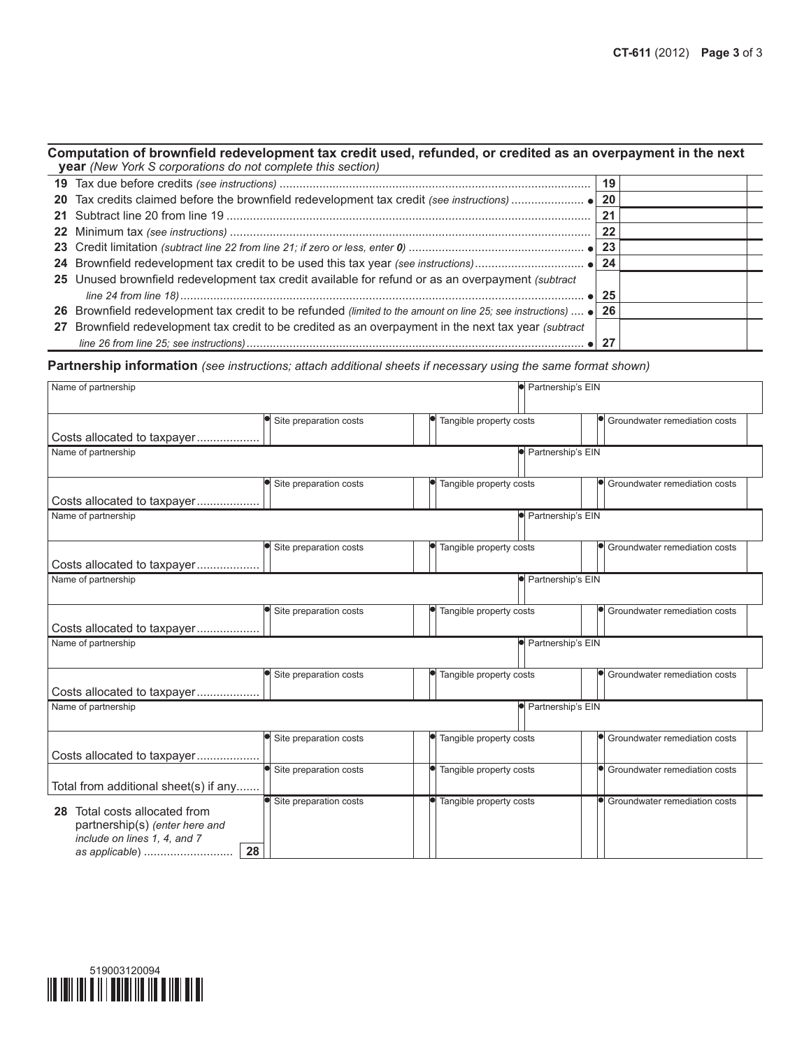## Computation of brownfield redevelopment tax credit used, refunded, or credited as an overpayment in the next year *(New York S corporations do not complete this section)*

| | | | |
|---|---|---|---|
| **19** | Tax due before credits *(see instructions)* | 19 | |
| **20** | Tax credits claimed before the brownfield redevelopment tax credit *(see instructions)* | 20 | |
| **21** | Subtract line 20 from line 19 | 21 | |
| **22** | Minimum tax *(see instructions)* | 22 | |
| **23** | Credit limitation *(subtract line 22 from line 21; if zero or less, enter 0)* | 23 | |
| **24** | Brownfield redevelopment tax credit to be used this tax year *(see instructions)* | 24 | |
| **25** | Unused brownfield redevelopment tax credit available for refund or as an overpayment *(subtract line 24 from line 18)* | 25 | |
| **26** | Brownfield redevelopment tax credit to be refunded *(limited to the amount on line 25; see instructions)* | 26 | |
| **27** | Brownfield redevelopment tax credit to be credited as an overpayment in the next tax year *(subtract line 26 from line 25; see instructions)* | 27 | |

## Partnership information *(see instructions; attach additional sheets if necessary using the same format shown)*

| Name of partnership | | | Partnership's EIN |
|---|---|---|---|
| | Site preparation costs | Tangible property costs | Groundwater remediation costs |
| Costs allocated to taxpayer | | | |

| Name of partnership | | | Partnership's EIN |
|---|---|---|---|
| | Site preparation costs | Tangible property costs | Groundwater remediation costs |
| Costs allocated to taxpayer | | | |

| Name of partnership | | | Partnership's EIN |
|---|---|---|---|
| | Site preparation costs | Tangible property costs | Groundwater remediation costs |
| Costs allocated to taxpayer | | | |

| Name of partnership | | | Partnership's EIN |
|---|---|---|---|
| | Site preparation costs | Tangible property costs | Groundwater remediation costs |
| Costs allocated to taxpayer | | | |

| Name of partnership | | | Partnership's EIN |
|---|---|---|---|
| | Site preparation costs | Tangible property costs | Groundwater remediation costs |
| Costs allocated to taxpayer | | | |

| Name of partnership | | | Partnership's EIN |
|---|---|---|---|
| | Site preparation costs | Tangible property costs | Groundwater remediation costs |
| Costs allocated to taxpayer | | | |

| | Site preparation costs | Tangible property costs | Groundwater remediation costs |
|---|---|---|---|
| Total from additional sheet(s) if any | | | |
| **28** Total costs allocated from partnership(s) *(enter here and include on lines 1, 4, and 7 as applicable)* **28** | | | |

519003120094